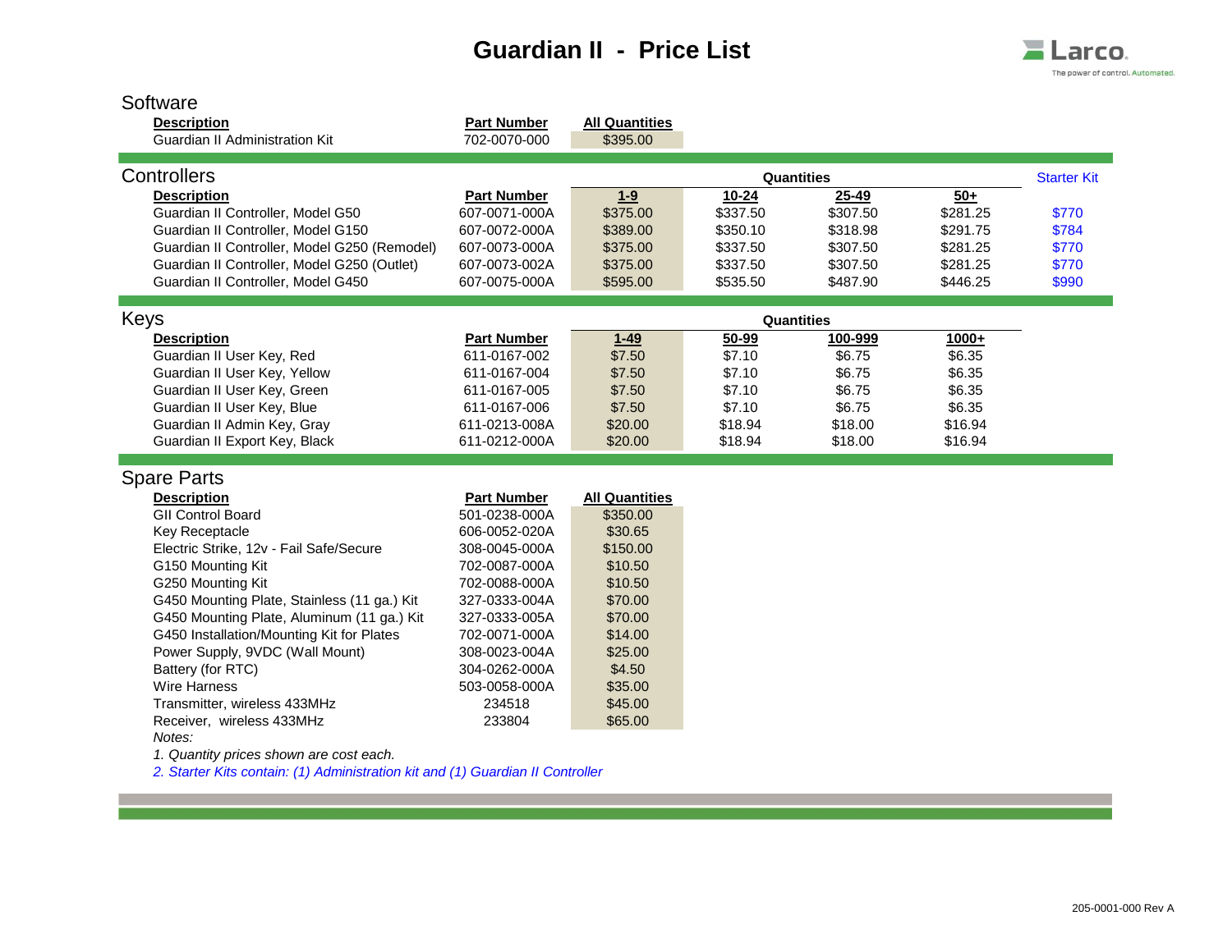# Guardian II - Price List

Larco
The power of control. Automated.

## Software

| Description | Part Number | All Quantities |
|---|---|---|
| Guardian II Administration Kit | 702-0070-000 | $395.00 |

## Controllers

| Description | Part Number | Quantities 1-9 | 10-24 | 25-49 | 50+ | Starter Kit |
|---|---|---|---|---|---|---|
| Guardian II Controller, Model G50 | 607-0071-000A | $375.00 | $337.50 | $307.50 | $281.25 | $770 |
| Guardian II Controller, Model G150 | 607-0072-000A | $389.00 | $350.10 | $318.98 | $291.75 | $784 |
| Guardian II Controller, Model G250 (Remodel) | 607-0073-000A | $375.00 | $337.50 | $307.50 | $281.25 | $770 |
| Guardian II Controller, Model G250 (Outlet) | 607-0073-002A | $375.00 | $337.50 | $307.50 | $281.25 | $770 |
| Guardian II Controller, Model G450 | 607-0075-000A | $595.00 | $535.50 | $487.90 | $446.25 | $990 |

## Keys

| Description | Part Number | Quantities 1-49 | 50-99 | 100-999 | 1000+ |
|---|---|---|---|---|---|
| Guardian II User Key, Red | 611-0167-002 | $7.50 | $7.10 | $6.75 | $6.35 |
| Guardian II User Key, Yellow | 611-0167-004 | $7.50 | $7.10 | $6.75 | $6.35 |
| Guardian II User Key, Green | 611-0167-005 | $7.50 | $7.10 | $6.75 | $6.35 |
| Guardian II User Key, Blue | 611-0167-006 | $7.50 | $7.10 | $6.75 | $6.35 |
| Guardian II Admin Key, Gray | 611-0213-008A | $20.00 | $18.94 | $18.00 | $16.94 |
| Guardian II Export Key, Black | 611-0212-000A | $20.00 | $18.94 | $18.00 | $16.94 |

## Spare Parts

| Description | Part Number | All Quantities |
|---|---|---|
| GII Control Board | 501-0238-000A | $350.00 |
| Key Receptacle | 606-0052-020A | $30.65 |
| Electric Strike, 12v - Fail Safe/Secure | 308-0045-000A | $150.00 |
| G150 Mounting Kit | 702-0087-000A | $10.50 |
| G250 Mounting Kit | 702-0088-000A | $10.50 |
| G450 Mounting Plate, Stainless (11 ga.) Kit | 327-0333-004A | $70.00 |
| G450 Mounting Plate, Aluminum (11 ga.) Kit | 327-0333-005A | $70.00 |
| G450 Installation/Mounting Kit for Plates | 702-0071-000A | $14.00 |
| Power Supply, 9VDC (Wall Mount) | 308-0023-004A | $25.00 |
| Battery (for RTC) | 304-0262-000A | $4.50 |
| Wire Harness | 503-0058-000A | $35.00 |
| Transmitter, wireless 433MHz | 234518 | $45.00 |
| Receiver, wireless 433MHz | 233804 | $65.00 |

*Notes:*

*1. Quantity prices shown are cost each.*

*2. Starter Kits contain: (1) Administration kit and (1) Guardian II Controller*

205-0001-000 Rev A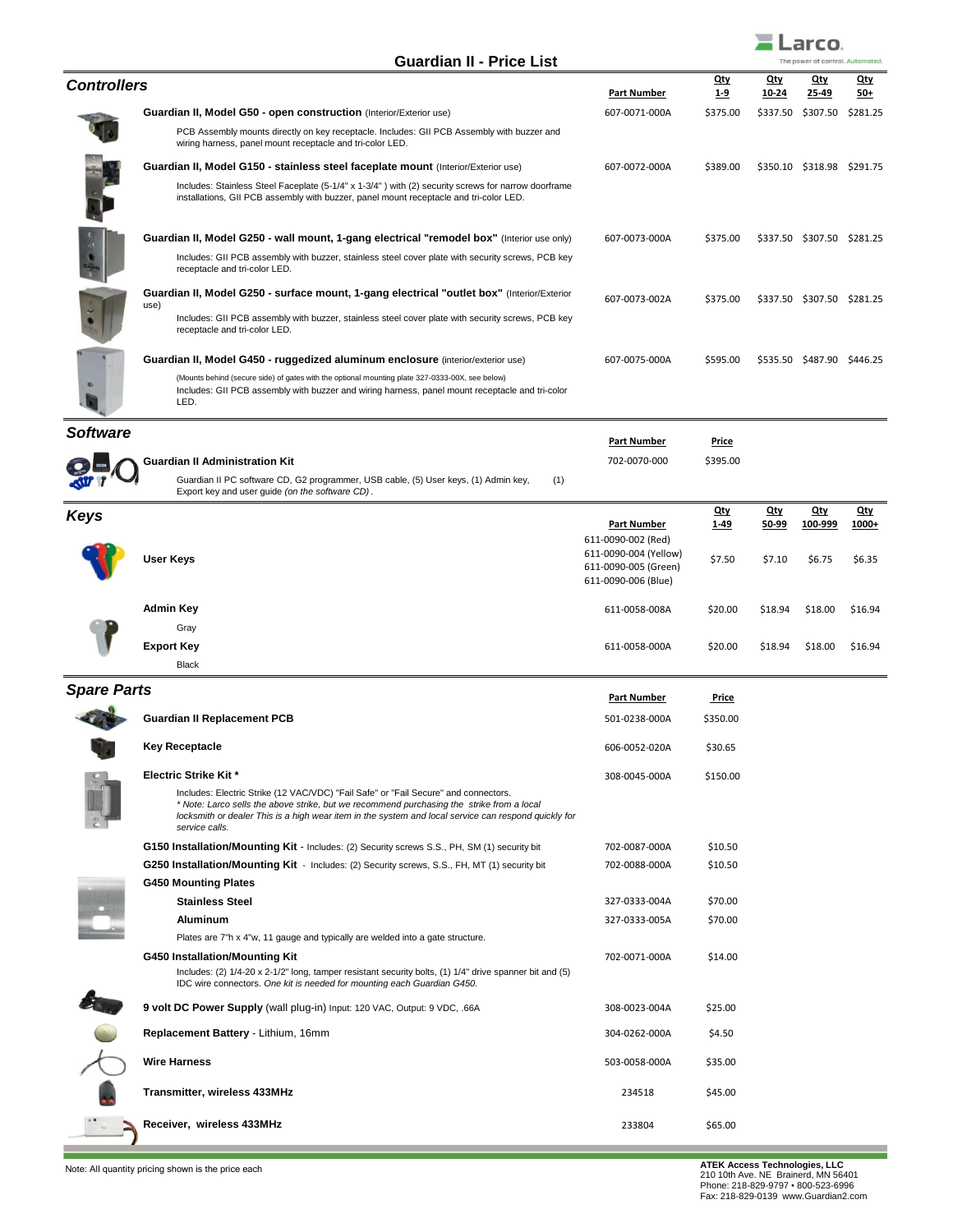# Guardian II - Price List

Larco
The power of control. Automated.

## Controllers

| | Part Number | Qty 1-9 | Qty 10-24 | Qty 25-49 | Qty 50+ |
|---|---|---|---|---|---|
| **Guardian II, Model G50 - open construction** (Interior/Exterior use)<br>PCB Assembly mounts directly on key receptacle. Includes: GII PCB Assembly with buzzer and wiring harness, panel mount receptacle and tri-color LED. | 607-0071-000A | $375.00 | $337.50 | $307.50 | $281.25 |
| **Guardian II, Model G150 - stainless steel faceplate mount** (Interior/Exterior use)<br>Includes: Stainless Steel Faceplate (5-1/4" x 1-3/4" ) with (2) security screws for narrow doorframe installations, GII PCB assembly with buzzer, panel mount receptacle and tri-color LED. | 607-0072-000A | $389.00 | $350.10 | $318.98 | $291.75 |
| **Guardian II, Model G250 - wall mount, 1-gang electrical "remodel box"** (Interior use only)<br>Includes: GII PCB assembly with buzzer, stainless steel cover plate with security screws, PCB key receptacle and tri-color LED. | 607-0073-000A | $375.00 | $337.50 | $307.50 | $281.25 |
| **Guardian II, Model G250 - surface mount, 1-gang electrical "outlet box"** (Interior/Exterior use)<br>Includes: GII PCB assembly with buzzer, stainless steel cover plate with security screws, PCB key receptacle and tri-color LED. | 607-0073-002A | $375.00 | $337.50 | $307.50 | $281.25 |
| **Guardian II, Model G450 - ruggedized aluminum enclosure** (interior/exterior use)<br>(Mounts behind (secure side) of gates with the optional mounting plate 327-0333-00X, see below)<br>Includes: GII PCB assembly with buzzer and wiring harness, panel mount receptacle and tri-color LED. | 607-0075-000A | $595.00 | $535.50 | $487.90 | $446.25 |

## Software

| | Part Number | Price |
|---|---|---|
| **Guardian II Administration Kit**<br>Guardian II PC software CD, G2 programmer, USB cable, (5) User keys, (1) Admin key, (1) Export key and user guide *(on the software CD)*. | 702-0070-000 | $395.00 |

## Keys

| | Part Number | Qty 1-49 | Qty 50-99 | Qty 100-999 | Qty 1000+ |
|---|---|---|---|---|---|
| **User Keys** | 611-0090-002 (Red)<br>611-0090-004 (Yellow)<br>611-0090-005 (Green)<br>611-0090-006 (Blue) | $7.50 | $7.10 | $6.75 | $6.35 |
| **Admin Key**<br>Gray | 611-0058-008A | $20.00 | $18.94 | $18.00 | $16.94 |
| **Export Key**<br>Black | 611-0058-000A | $20.00 | $18.94 | $18.00 | $16.94 |

## Spare Parts

| | Part Number | Price |
|---|---|---|
| **Guardian II Replacement PCB** | 501-0238-000A | $350.00 |
| **Key Receptacle** | 606-0052-020A | $30.65 |
| **Electric Strike Kit \***<br>Includes: Electric Strike (12 VAC/VDC) "Fail Safe" or "Fail Secure" and connectors.<br>*\* Note: Larco sells the above strike, but we recommend purchasing the strike from a local locksmith or dealer This is a high wear item in the system and local service can respond quickly for service calls.* | 308-0045-000A | $150.00 |
| **G150 Installation/Mounting Kit** - Includes: (2) Security screws S.S., PH, SM (1) security bit | 702-0087-000A | $10.50 |
| **G250 Installation/Mounting Kit** - Includes: (2) Security screws, S.S., FH, MT (1) security bit | 702-0088-000A | $10.50 |
| **G450 Mounting Plates** | | |
| **Stainless Steel** | 327-0333-004A | $70.00 |
| **Aluminum** | 327-0333-005A | $70.00 |
| Plates are 7"h x 4"w, 11 gauge and typically are welded into a gate structure. | | |
| **G450 Installation/Mounting Kit**<br>Includes: (2) 1/4-20 x 2-1/2" long, tamper resistant security bolts, (1) 1/4" drive spanner bit and (5) IDC wire connectors. *One kit is needed for mounting each Guardian G450.* | 702-0071-000A | $14.00 |
| **9 volt DC Power Supply** (wall plug-in) Input: 120 VAC, Output: 9 VDC, .66A | 308-0023-004A | $25.00 |
| **Replacement Battery** - Lithium, 16mm | 304-0262-000A | $4.50 |
| **Wire Harness** | 503-0058-000A | $35.00 |
| **Transmitter, wireless 433MHz** | 234518 | $45.00 |
| **Receiver, wireless 433MHz** | 233804 | $65.00 |

Note: All quantity pricing shown is the price each

**ATEK Access Technologies, LLC**
210 10th Ave. NE Brainerd, MN 56401
Phone: 218-829-9797 • 800-523-6996
Fax: 218-829-0139 www.Guardian2.com